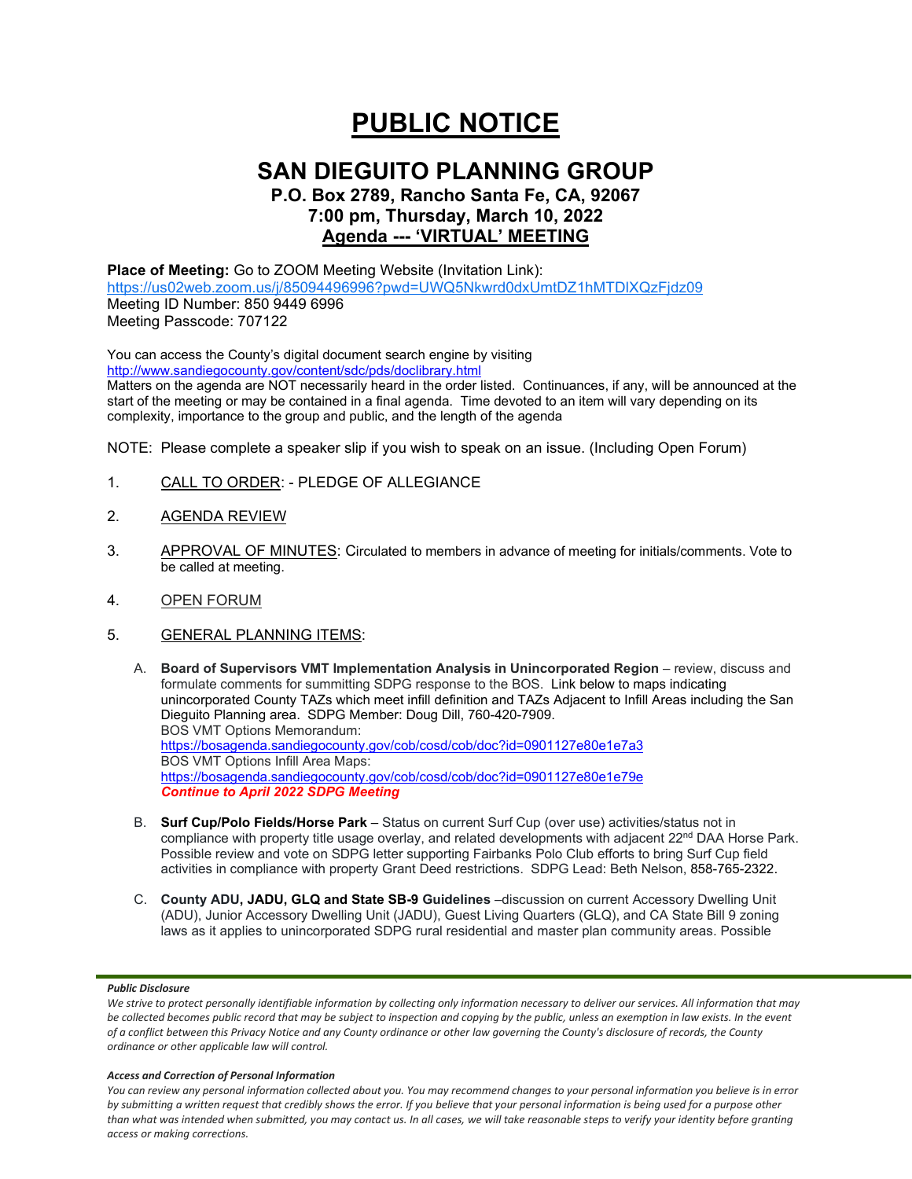# PUBLIC NOTICE

## SAN DIEGUITO PLANNING GROUP

### P.O. Box 2789, Rancho Santa Fe, CA, 92067
### 7:00 pm, Thursday, March 10, 2022
### Agenda --- 'VIRTUAL' MEETING

**Place of Meeting:** Go to ZOOM Meeting Website (Invitation Link):
https://us02web.zoom.us/j/85094496996?pwd=UWQ5Nkwrd0dxUmtDZ1hMTDlXQzFjdz09
Meeting ID Number: 850 9449 6996
Meeting Passcode: 707122

You can access the County's digital document search engine by visiting
http://www.sandiegocounty.gov/content/sdc/pds/doclibrary.html
Matters on the agenda are NOT necessarily heard in the order listed. Continuances, if any, will be announced at the start of the meeting or may be contained in a final agenda. Time devoted to an item will vary depending on its complexity, importance to the group and public, and the length of the agenda

NOTE: Please complete a speaker slip if you wish to speak on an issue. (Including Open Forum)

1. CALL TO ORDER: - PLEDGE OF ALLEGIANCE

2. AGENDA REVIEW

3. APPROVAL OF MINUTES: Circulated to members in advance of meeting for initials/comments. Vote to be called at meeting.

4. OPEN FORUM

5. GENERAL PLANNING ITEMS:

   A. **Board of Supervisors VMT Implementation Analysis in Unincorporated Region** – review, discuss and formulate comments for summitting SDPG response to the BOS. Link below to maps indicating unincorporated County TAZs which meet infill definition and TAZs Adjacent to Infill Areas including the San Dieguito Planning area. SDPG Member: Doug Dill, 760-420-7909.
   BOS VMT Options Memorandum:
   https://bosagenda.sandiegocounty.gov/cob/cosd/cob/doc?id=0901127e80e1e7a3
   BOS VMT Options Infill Area Maps:
   https://bosagenda.sandiegocounty.gov/cob/cosd/cob/doc?id=0901127e80e1e79e
   ***Continue to April 2022 SDPG Meeting***

   B. **Surf Cup/Polo Fields/Horse Park** – Status on current Surf Cup (over use) activities/status not in compliance with property title usage overlay, and related developments with adjacent 22nd DAA Horse Park. Possible review and vote on SDPG letter supporting Fairbanks Polo Club efforts to bring Surf Cup field activities in compliance with property Grant Deed restrictions. SDPG Lead: Beth Nelson, 858-765-2322.

   C. **County ADU, JADU, GLQ and State SB-9 Guidelines** –discussion on current Accessory Dwelling Unit (ADU), Junior Accessory Dwelling Unit (JADU), Guest Living Quarters (GLQ), and CA State Bill 9 zoning laws as it applies to unincorporated SDPG rural residential and master plan community areas. Possible

***Public Disclosure***

*We strive to protect personally identifiable information by collecting only information necessary to deliver our services. All information that may be collected becomes public record that may be subject to inspection and copying by the public, unless an exemption in law exists. In the event of a conflict between this Privacy Notice and any County ordinance or other law governing the County's disclosure of records, the County ordinance or other applicable law will control.*

***Access and Correction of Personal Information***

*You can review any personal information collected about you. You may recommend changes to your personal information you believe is in error by submitting a written request that credibly shows the error. If you believe that your personal information is being used for a purpose other than what was intended when submitted, you may contact us. In all cases, we will take reasonable steps to verify your identity before granting access or making corrections.*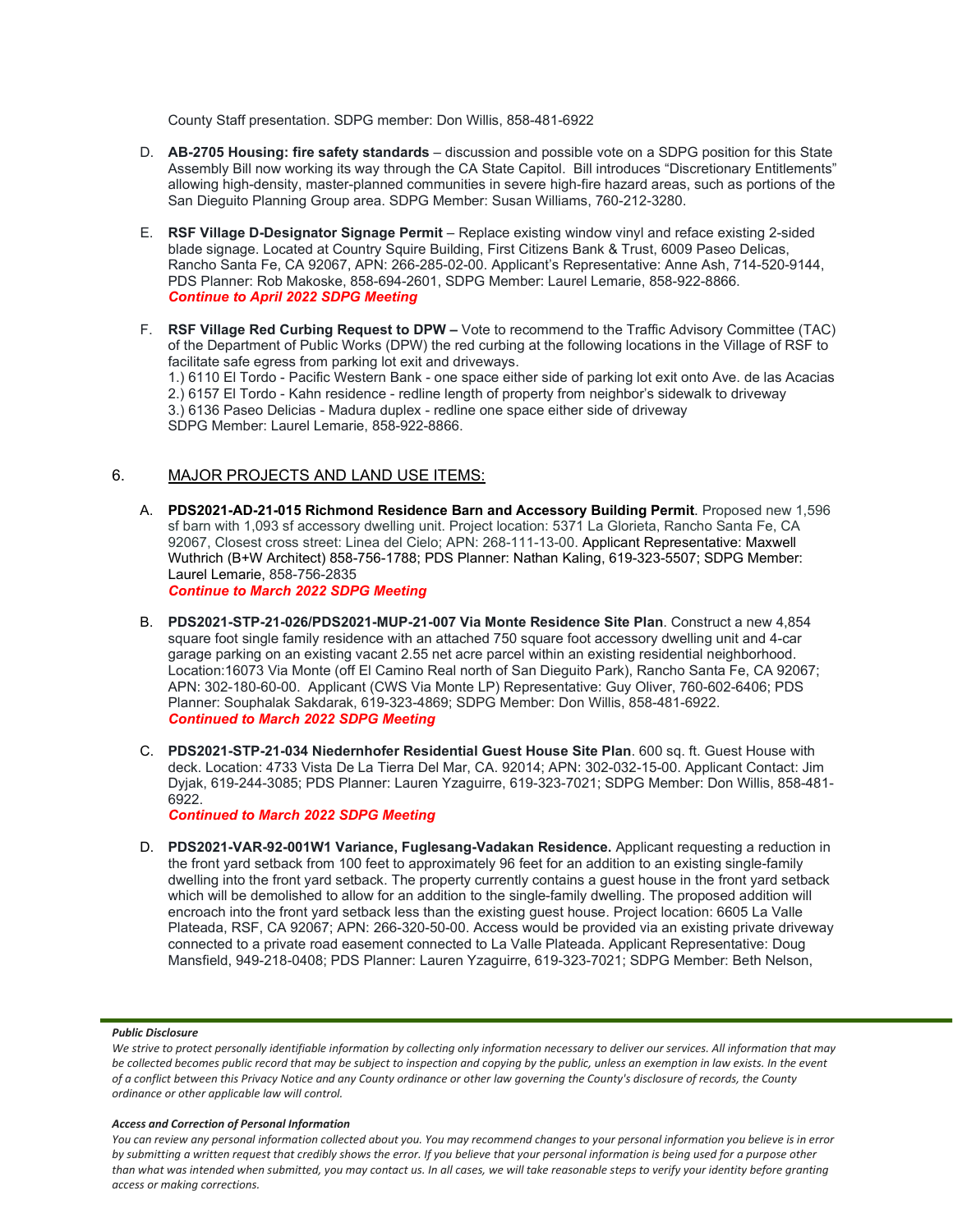County Staff presentation. SDPG member: Don Willis, 858-481-6922

D. **AB-2705 Housing: fire safety standards** – discussion and possible vote on a SDPG position for this State Assembly Bill now working its way through the CA State Capitol. Bill introduces "Discretionary Entitlements" allowing high-density, master-planned communities in severe high-fire hazard areas, such as portions of the San Dieguito Planning Group area. SDPG Member: Susan Williams, 760-212-3280.

E. **RSF Village D-Designator Signage Permit** – Replace existing window vinyl and reface existing 2-sided blade signage. Located at Country Squire Building, First Citizens Bank & Trust, 6009 Paseo Delicas, Rancho Santa Fe, CA 92067, APN: 266-285-02-00. Applicant's Representative: Anne Ash, 714-520-9144, PDS Planner: Rob Makoske, 858-694-2601, SDPG Member: Laurel Lemarie, 858-922-8866.
***Continue to April 2022 SDPG Meeting***

F. **RSF Village Red Curbing Request to DPW –** Vote to recommend to the Traffic Advisory Committee (TAC) of the Department of Public Works (DPW) the red curbing at the following locations in the Village of RSF to facilitate safe egress from parking lot exit and driveways.
1.) 6110 El Tordo - Pacific Western Bank - one space either side of parking lot exit onto Ave. de las Acacias
2.) 6157 El Tordo - Kahn residence - redline length of property from neighbor's sidewalk to driveway
3.) 6136 Paseo Delicias - Madura duplex - redline one space either side of driveway
SDPG Member: Laurel Lemarie, 858-922-8866.

## 6. <u>MAJOR PROJECTS AND LAND USE ITEMS:</u>

A. **PDS2021-AD-21-015 Richmond Residence Barn and Accessory Building Permit**. Proposed new 1,596 sf barn with 1,093 sf accessory dwelling unit. Project location: 5371 La Glorieta, Rancho Santa Fe, CA 92067, Closest cross street: Linea del Cielo; APN: 268-111-13-00. Applicant Representative: Maxwell Wuthrich (B+W Architect) 858-756-1788; PDS Planner: Nathan Kaling, 619-323-5507; SDPG Member: Laurel Lemarie, 858-756-2835
***Continue to March 2022 SDPG Meeting***

B. **PDS2021-STP-21-026/PDS2021-MUP-21-007 Via Monte Residence Site Plan**. Construct a new 4,854 square foot single family residence with an attached 750 square foot accessory dwelling unit and 4-car garage parking on an existing vacant 2.55 net acre parcel within an existing residential neighborhood. Location:16073 Via Monte (off El Camino Real north of San Dieguito Park), Rancho Santa Fe, CA 92067; APN: 302-180-60-00. Applicant (CWS Via Monte LP) Representative: Guy Oliver, 760-602-6406; PDS Planner: Souphalak Sakdarak, 619-323-4869; SDPG Member: Don Willis, 858-481-6922.
***Continued to March 2022 SDPG Meeting***

C. **PDS2021-STP-21-034 Niedernhofer Residential Guest House Site Plan**. 600 sq. ft. Guest House with deck. Location: 4733 Vista De La Tierra Del Mar, CA. 92014; APN: 302-032-15-00. Applicant Contact: Jim Dyjak, 619-244-3085; PDS Planner: Lauren Yzaguirre, 619-323-7021; SDPG Member: Don Willis, 858-481-6922.
***Continued to March 2022 SDPG Meeting***

D. **PDS2021-VAR-92-001W1 Variance, Fuglesang-Vadakan Residence.** Applicant requesting a reduction in the front yard setback from 100 feet to approximately 96 feet for an addition to an existing single-family dwelling into the front yard setback. The property currently contains a guest house in the front yard setback which will be demolished to allow for an addition to the single-family dwelling. The proposed addition will encroach into the front yard setback less than the existing guest house. Project location: 6605 La Valle Plateada, RSF, CA 92067; APN: 266-320-50-00. Access would be provided via an existing private driveway connected to a private road easement connected to La Valle Plateada. Applicant Representative: Doug Mansfield, 949-218-0408; PDS Planner: Lauren Yzaguirre, 619-323-7021; SDPG Member: Beth Nelson,

***Public Disclosure***

*We strive to protect personally identifiable information by collecting only information necessary to deliver our services. All information that may be collected becomes public record that may be subject to inspection and copying by the public, unless an exemption in law exists. In the event of a conflict between this Privacy Notice and any County ordinance or other law governing the County's disclosure of records, the County ordinance or other applicable law will control.*

***Access and Correction of Personal Information***

*You can review any personal information collected about you. You may recommend changes to your personal information you believe is in error by submitting a written request that credibly shows the error. If you believe that your personal information is being used for a purpose other than what was intended when submitted, you may contact us. In all cases, we will take reasonable steps to verify your identity before granting access or making corrections.*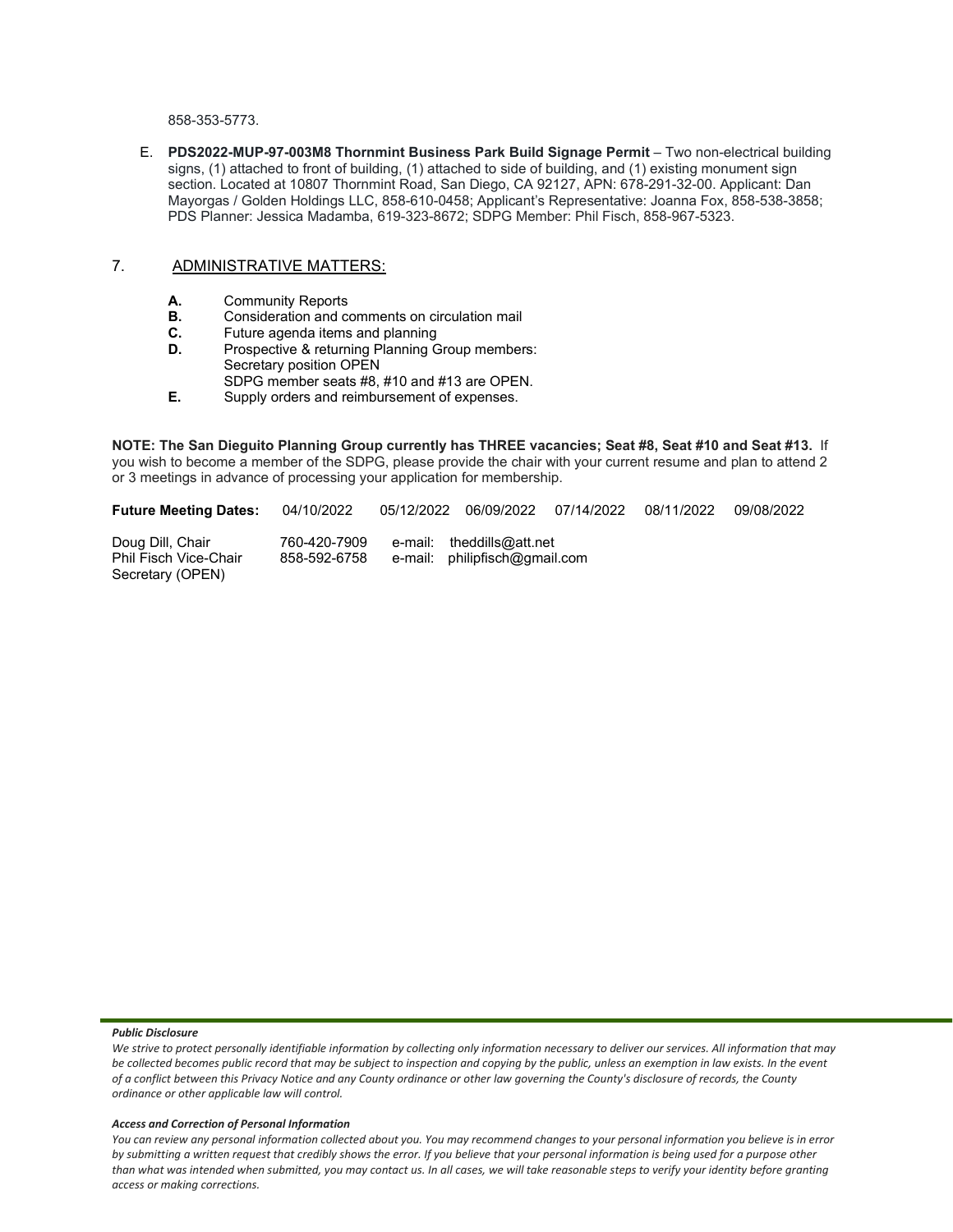858-353-5773.

E. **PDS2022-MUP-97-003M8 Thornmint Business Park Build Signage Permit** – Two non-electrical building signs, (1) attached to front of building, (1) attached to side of building, and (1) existing monument sign section. Located at 10807 Thornmint Road, San Diego, CA 92127, APN: 678-291-32-00. Applicant: Dan Mayorgas / Golden Holdings LLC, 858-610-0458; Applicant's Representative: Joanna Fox, 858-538-3858; PDS Planner: Jessica Madamba, 619-323-8672; SDPG Member: Phil Fisch, 858-967-5323.

## 7. ADMINISTRATIVE MATTERS:

**A.** Community Reports
**B.** Consideration and comments on circulation mail
**C.** Future agenda items and planning
**D.** Prospective & returning Planning Group members:
Secretary position OPEN
SDPG member seats #8, #10 and #13 are OPEN.
**E.** Supply orders and reimbursement of expenses.

**NOTE: The San Dieguito Planning Group currently has THREE vacancies; Seat #8, Seat #10 and Seat #13.** If you wish to become a member of the SDPG, please provide the chair with your current resume and plan to attend 2 or 3 meetings in advance of processing your application for membership.

**Future Meeting Dates:** 04/10/2022 05/12/2022 06/09/2022 07/14/2022 08/11/2022 09/08/2022

Doug Dill, Chair 760-420-7909 e-mail: theddills@att.net
Phil Fisch Vice-Chair 858-592-6758 e-mail: philipfisch@gmail.com
Secretary (OPEN)

***Public Disclosure***

*We strive to protect personally identifiable information by collecting only information necessary to deliver our services. All information that may be collected becomes public record that may be subject to inspection and copying by the public, unless an exemption in law exists. In the event of a conflict between this Privacy Notice and any County ordinance or other law governing the County's disclosure of records, the County ordinance or other applicable law will control.*

***Access and Correction of Personal Information***

*You can review any personal information collected about you. You may recommend changes to your personal information you believe is in error by submitting a written request that credibly shows the error. If you believe that your personal information is being used for a purpose other than what was intended when submitted, you may contact us. In all cases, we will take reasonable steps to verify your identity before granting access or making corrections.*